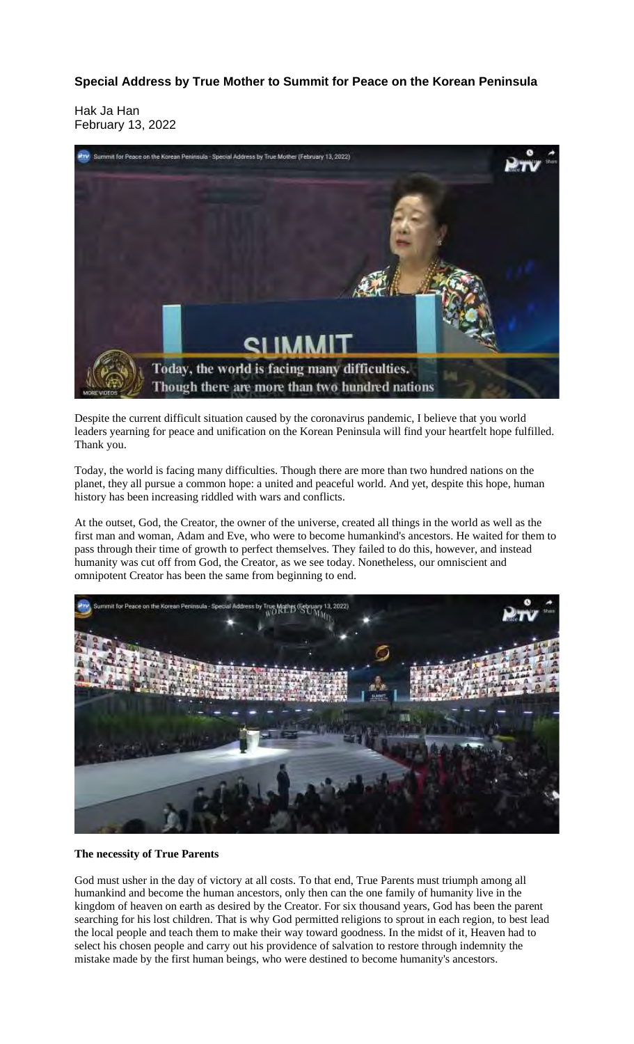**Special Address by True Mother to Summit for Peace on the Korean Peninsula**

Hak Ja Han
February 13, 2022

Despite the current difficult situation caused by the coronavirus pandemic, I believe that you world leaders yearning for peace and unification on the Korean Peninsula will find your heartfelt hope fulfilled. Thank you.

Today, the world is facing many difficulties. Though there are more than two hundred nations on the planet, they all pursue a common hope: a united and peaceful world. And yet, despite this hope, human history has been increasing riddled with wars and conflicts.

At the outset, God, the Creator, the owner of the universe, created all things in the world as well as the first man and woman, Adam and Eve, who were to become humankind's ancestors. He waited for them to pass through their time of growth to perfect themselves. They failed to do this, however, and instead humanity was cut off from God, the Creator, as we see today. Nonetheless, our omniscient and omnipotent Creator has been the same from beginning to end.

**The necessity of True Parents**

God must usher in the day of victory at all costs. To that end, True Parents must triumph among all humankind and become the human ancestors, only then can the one family of humanity live in the kingdom of heaven on earth as desired by the Creator. For six thousand years, God has been the parent searching for his lost children. That is why God permitted religions to sprout in each region, to best lead the local people and teach them to make their way toward goodness. In the midst of it, Heaven had to select his chosen people and carry out his providence of salvation to restore through indemnity the mistake made by the first human beings, who were destined to become humanity's ancestors.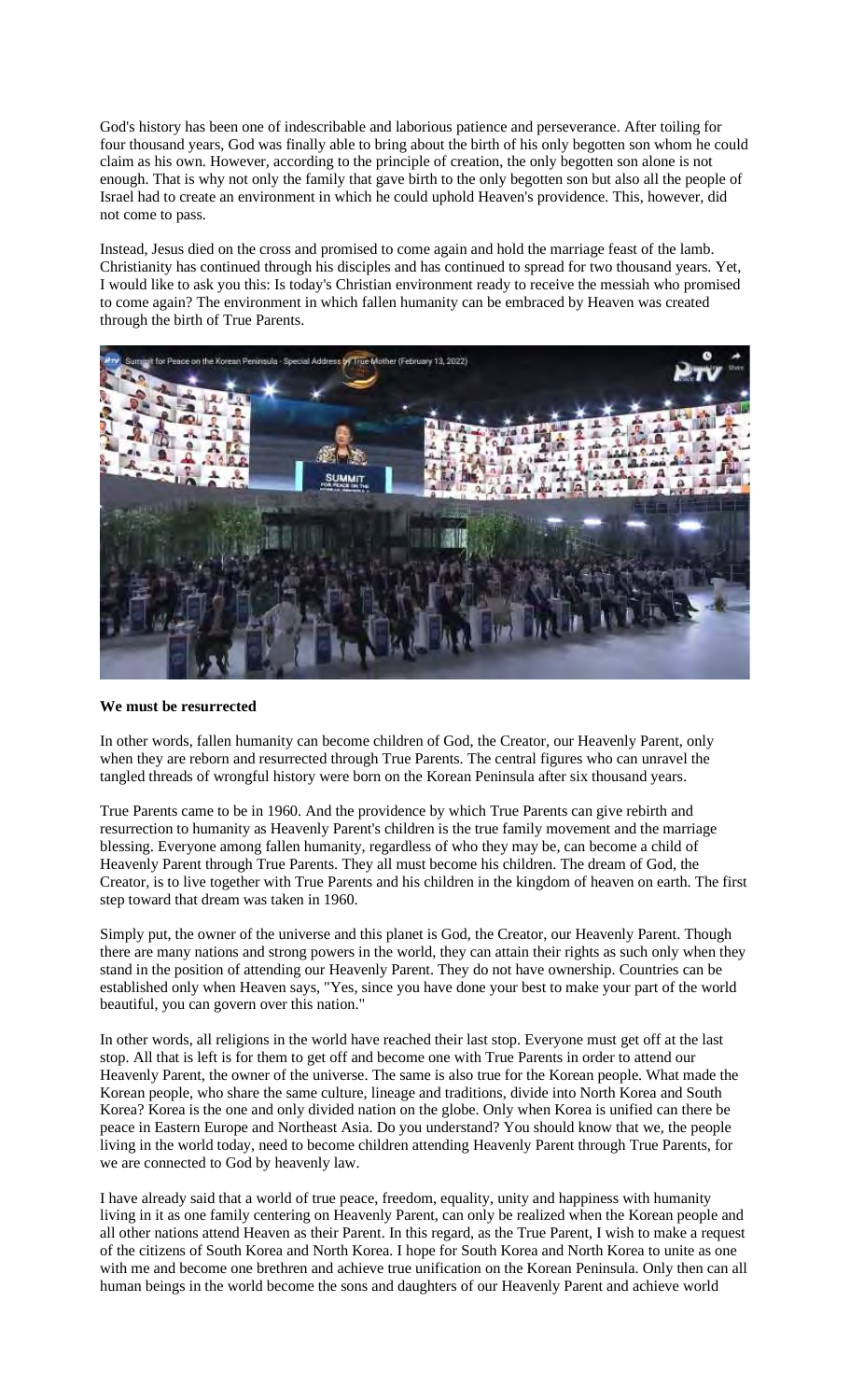God's history has been one of indescribable and laborious patience and perseverance. After toiling for four thousand years, God was finally able to bring about the birth of his only begotten son whom he could claim as his own. However, according to the principle of creation, the only begotten son alone is not enough. That is why not only the family that gave birth to the only begotten son but also all the people of Israel had to create an environment in which he could uphold Heaven's providence. This, however, did not come to pass.

Instead, Jesus died on the cross and promised to come again and hold the marriage feast of the lamb. Christianity has continued through his disciples and has continued to spread for two thousand years. Yet, I would like to ask you this: Is today's Christian environment ready to receive the messiah who promised to come again? The environment in which fallen humanity can be embraced by Heaven was created through the birth of True Parents.

**We must be resurrected**

In other words, fallen humanity can become children of God, the Creator, our Heavenly Parent, only when they are reborn and resurrected through True Parents. The central figures who can unravel the tangled threads of wrongful history were born on the Korean Peninsula after six thousand years.

True Parents came to be in 1960. And the providence by which True Parents can give rebirth and resurrection to humanity as Heavenly Parent's children is the true family movement and the marriage blessing. Everyone among fallen humanity, regardless of who they may be, can become a child of Heavenly Parent through True Parents. They all must become his children. The dream of God, the Creator, is to live together with True Parents and his children in the kingdom of heaven on earth. The first step toward that dream was taken in 1960.

Simply put, the owner of the universe and this planet is God, the Creator, our Heavenly Parent. Though there are many nations and strong powers in the world, they can attain their rights as such only when they stand in the position of attending our Heavenly Parent. They do not have ownership. Countries can be established only when Heaven says, "Yes, since you have done your best to make your part of the world beautiful, you can govern over this nation."

In other words, all religions in the world have reached their last stop. Everyone must get off at the last stop. All that is left is for them to get off and become one with True Parents in order to attend our Heavenly Parent, the owner of the universe. The same is also true for the Korean people. What made the Korean people, who share the same culture, lineage and traditions, divide into North Korea and South Korea? Korea is the one and only divided nation on the globe. Only when Korea is unified can there be peace in Eastern Europe and Northeast Asia. Do you understand? You should know that we, the people living in the world today, need to become children attending Heavenly Parent through True Parents, for we are connected to God by heavenly law.

I have already said that a world of true peace, freedom, equality, unity and happiness with humanity living in it as one family centering on Heavenly Parent, can only be realized when the Korean people and all other nations attend Heaven as their Parent. In this regard, as the True Parent, I wish to make a request of the citizens of South Korea and North Korea. I hope for South Korea and North Korea to unite as one with me and become one brethren and achieve true unification on the Korean Peninsula. Only then can all human beings in the world become the sons and daughters of our Heavenly Parent and achieve world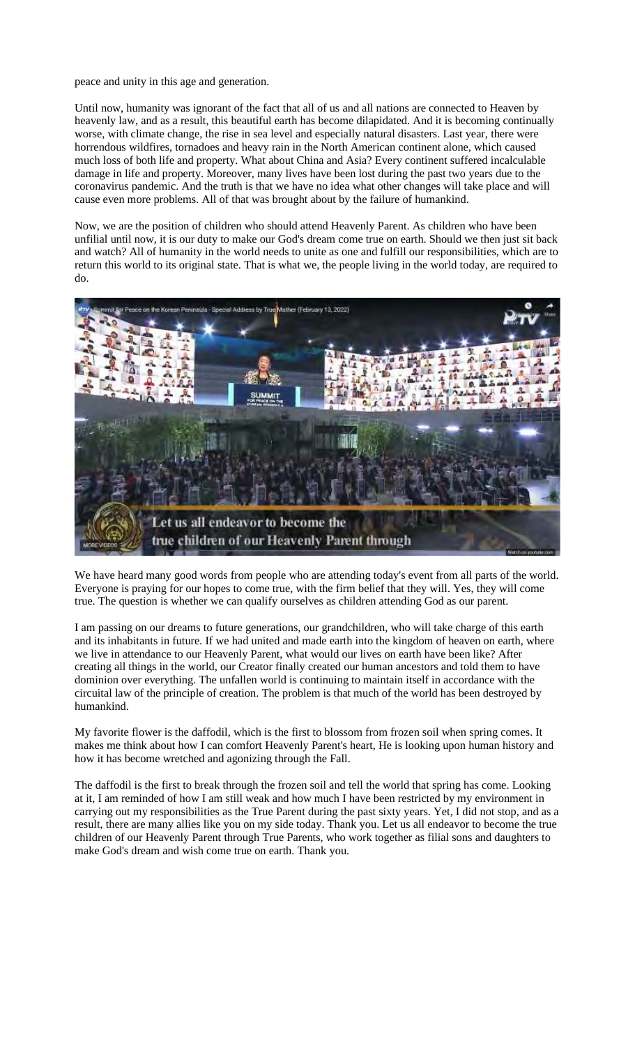peace and unity in this age and generation.

Until now, humanity was ignorant of the fact that all of us and all nations are connected to Heaven by heavenly law, and as a result, this beautiful earth has become dilapidated. And it is becoming continually worse, with climate change, the rise in sea level and especially natural disasters. Last year, there were horrendous wildfires, tornadoes and heavy rain in the North American continent alone, which caused much loss of both life and property. What about China and Asia? Every continent suffered incalculable damage in life and property. Moreover, many lives have been lost during the past two years due to the coronavirus pandemic. And the truth is that we have no idea what other changes will take place and will cause even more problems. All of that was brought about by the failure of humankind.

Now, we are the position of children who should attend Heavenly Parent. As children who have been unfilial until now, it is our duty to make our God's dream come true on earth. Should we then just sit back and watch? All of humanity in the world needs to unite as one and fulfill our responsibilities, which are to return this world to its original state. That is what we, the people living in the world today, are required to do.

We have heard many good words from people who are attending today's event from all parts of the world. Everyone is praying for our hopes to come true, with the firm belief that they will. Yes, they will come true. The question is whether we can qualify ourselves as children attending God as our parent.

I am passing on our dreams to future generations, our grandchildren, who will take charge of this earth and its inhabitants in future. If we had united and made earth into the kingdom of heaven on earth, where we live in attendance to our Heavenly Parent, what would our lives on earth have been like? After creating all things in the world, our Creator finally created our human ancestors and told them to have dominion over everything. The unfallen world is continuing to maintain itself in accordance with the circuital law of the principle of creation. The problem is that much of the world has been destroyed by humankind.

My favorite flower is the daffodil, which is the first to blossom from frozen soil when spring comes. It makes me think about how I can comfort Heavenly Parent's heart, He is looking upon human history and how it has become wretched and agonizing through the Fall.

The daffodil is the first to break through the frozen soil and tell the world that spring has come. Looking at it, I am reminded of how I am still weak and how much I have been restricted by my environment in carrying out my responsibilities as the True Parent during the past sixty years. Yet, I did not stop, and as a result, there are many allies like you on my side today. Thank you. Let us all endeavor to become the true children of our Heavenly Parent through True Parents, who work together as filial sons and daughters to make God's dream and wish come true on earth. Thank you.